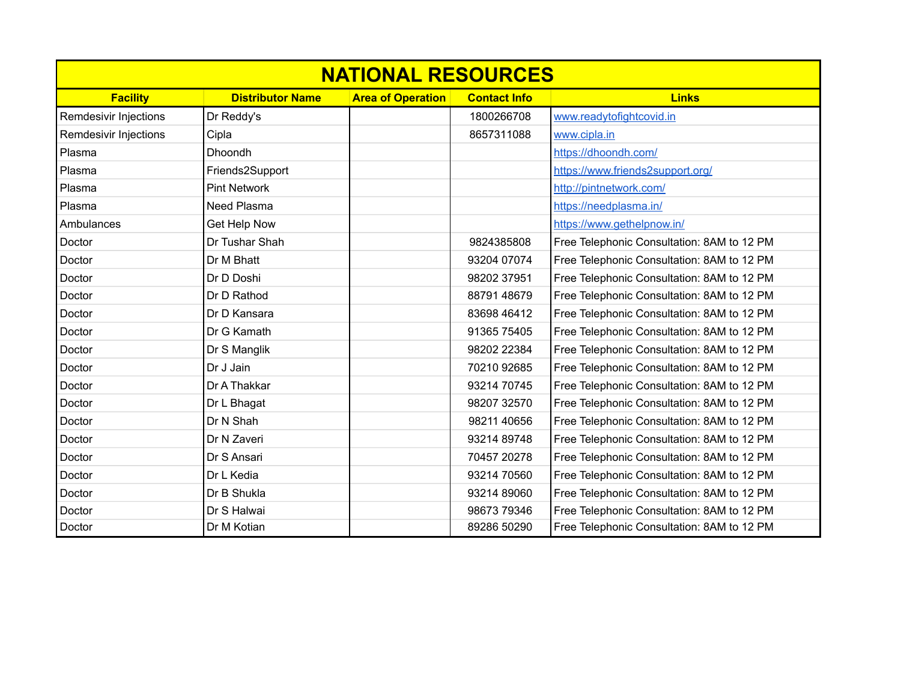# NATIONAL RESOURCES

| Facility | Distributor Name | Area of Operation | Contact Info | Links |
|---|---|---|---|---|
| Remdesivir Injections | Dr Reddy's | | 1800266708 | www.readytofightcovid.in |
| Remdesivir Injections | Cipla | | 8657311088 | www.cipla.in |
| Plasma | Dhoondh | | | https://dhoondh.com/ |
| Plasma | Friends2Support | | | https://www.friends2support.org/ |
| Plasma | Pint Network | | | http://pintnetwork.com/ |
| Plasma | Need Plasma | | | https://needplasma.in/ |
| Ambulances | Get Help Now | | | https://www.gethelpnow.in/ |
| Doctor | Dr Tushar Shah | | 9824385808 | Free Telephonic Consultation: 8AM to 12 PM |
| Doctor | Dr M Bhatt | | 93204 07074 | Free Telephonic Consultation: 8AM to 12 PM |
| Doctor | Dr D Doshi | | 98202 37951 | Free Telephonic Consultation: 8AM to 12 PM |
| Doctor | Dr D Rathod | | 88791 48679 | Free Telephonic Consultation: 8AM to 12 PM |
| Doctor | Dr D Kansara | | 83698 46412 | Free Telephonic Consultation: 8AM to 12 PM |
| Doctor | Dr G Kamath | | 91365 75405 | Free Telephonic Consultation: 8AM to 12 PM |
| Doctor | Dr S Manglik | | 98202 22384 | Free Telephonic Consultation: 8AM to 12 PM |
| Doctor | Dr J Jain | | 70210 92685 | Free Telephonic Consultation: 8AM to 12 PM |
| Doctor | Dr A Thakkar | | 93214 70745 | Free Telephonic Consultation: 8AM to 12 PM |
| Doctor | Dr L Bhagat | | 98207 32570 | Free Telephonic Consultation: 8AM to 12 PM |
| Doctor | Dr N Shah | | 98211 40656 | Free Telephonic Consultation: 8AM to 12 PM |
| Doctor | Dr N Zaveri | | 93214 89748 | Free Telephonic Consultation: 8AM to 12 PM |
| Doctor | Dr S Ansari | | 70457 20278 | Free Telephonic Consultation: 8AM to 12 PM |
| Doctor | Dr L Kedia | | 93214 70560 | Free Telephonic Consultation: 8AM to 12 PM |
| Doctor | Dr B Shukla | | 93214 89060 | Free Telephonic Consultation: 8AM to 12 PM |
| Doctor | Dr S Halwai | | 98673 79346 | Free Telephonic Consultation: 8AM to 12 PM |
| Doctor | Dr M Kotian | | 89286 50290 | Free Telephonic Consultation: 8AM to 12 PM |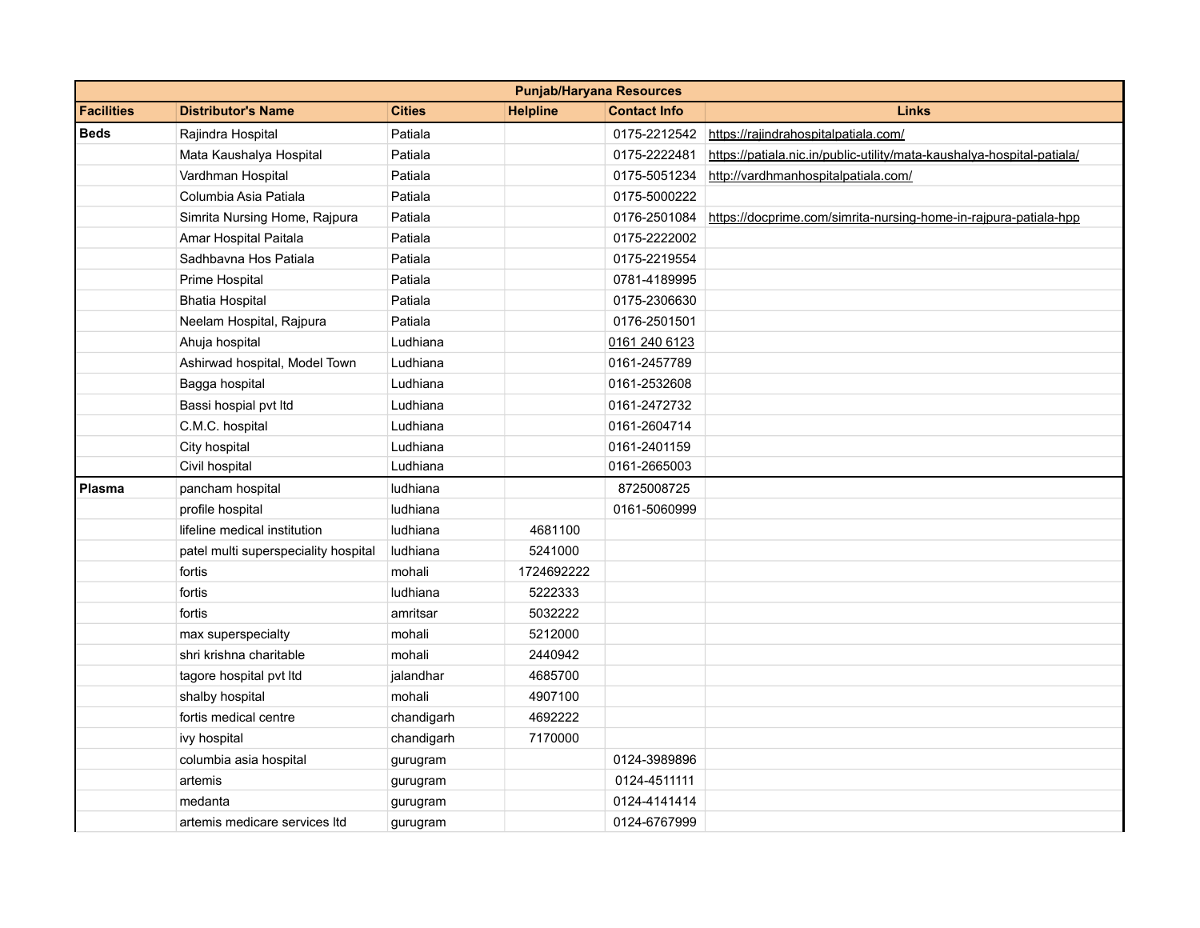| Punjab/Haryana Resources | | | | | |
|---|---|---|---|---|---|
| **Facilities** | **Distributor's Name** | **Cities** | **Helpline** | **Contact Info** | **Links** |
| **Beds** | Rajindra Hospital | Patiala | | 0175-2212542 | https://rajindrahospitalpatiala.com/ |
| | Mata Kaushalya Hospital | Patiala | | 0175-2222481 | https://patiala.nic.in/public-utility/mata-kaushalya-hospital-patiala/ |
| | Vardhman Hospital | Patiala | | 0175-5051234 | http://vardhmanhospitalpatiala.com/ |
| | Columbia Asia Patiala | Patiala | | 0175-5000222 | |
| | Simrita Nursing Home, Rajpura | Patiala | | 0176-2501084 | https://docprime.com/simrita-nursing-home-in-rajpura-patiala-hpp |
| | Amar Hospital Paitala | Patiala | | 0175-2222002 | |
| | Sadhbavna Hos Patiala | Patiala | | 0175-2219554 | |
| | Prime Hospital | Patiala | | 0781-4189995 | |
| | Bhatia Hospital | Patiala | | 0175-2306630 | |
| | Neelam Hospital, Rajpura | Patiala | | 0176-2501501 | |
| | Ahuja hospital | Ludhiana | | 0161 240 6123 | |
| | Ashirwad hospital, Model Town | Ludhiana | | 0161-2457789 | |
| | Bagga hospital | Ludhiana | | 0161-2532608 | |
| | Bassi hospial pvt ltd | Ludhiana | | 0161-2472732 | |
| | C.M.C. hospital | Ludhiana | | 0161-2604714 | |
| | City hospital | Ludhiana | | 0161-2401159 | |
| | Civil hospital | Ludhiana | | 0161-2665003 | |
| **Plasma** | pancham hospital | ludhiana | | 8725008725 | |
| | profile hospital | ludhiana | | 0161-5060999 | |
| | lifeline medical institution | ludhiana | 4681100 | | |
| | patel multi superspeciality hospital | ludhiana | 5241000 | | |
| | fortis | mohali | 1724692222 | | |
| | fortis | ludhiana | 5222333 | | |
| | fortis | amritsar | 5032222 | | |
| | max superspecialty | mohali | 5212000 | | |
| | shri krishna charitable | mohali | 2440942 | | |
| | tagore hospital pvt ltd | jalandhar | 4685700 | | |
| | shalby hospital | mohali | 4907100 | | |
| | fortis medical centre | chandigarh | 4692222 | | |
| | ivy hospital | chandigarh | 7170000 | | |
| | columbia asia hospital | gurugram | | 0124-3989896 | |
| | artemis | gurugram | | 0124-4511111 | |
| | medanta | gurugram | | 0124-4141414 | |
| | artemis medicare services ltd | gurugram | | 0124-6767999 | |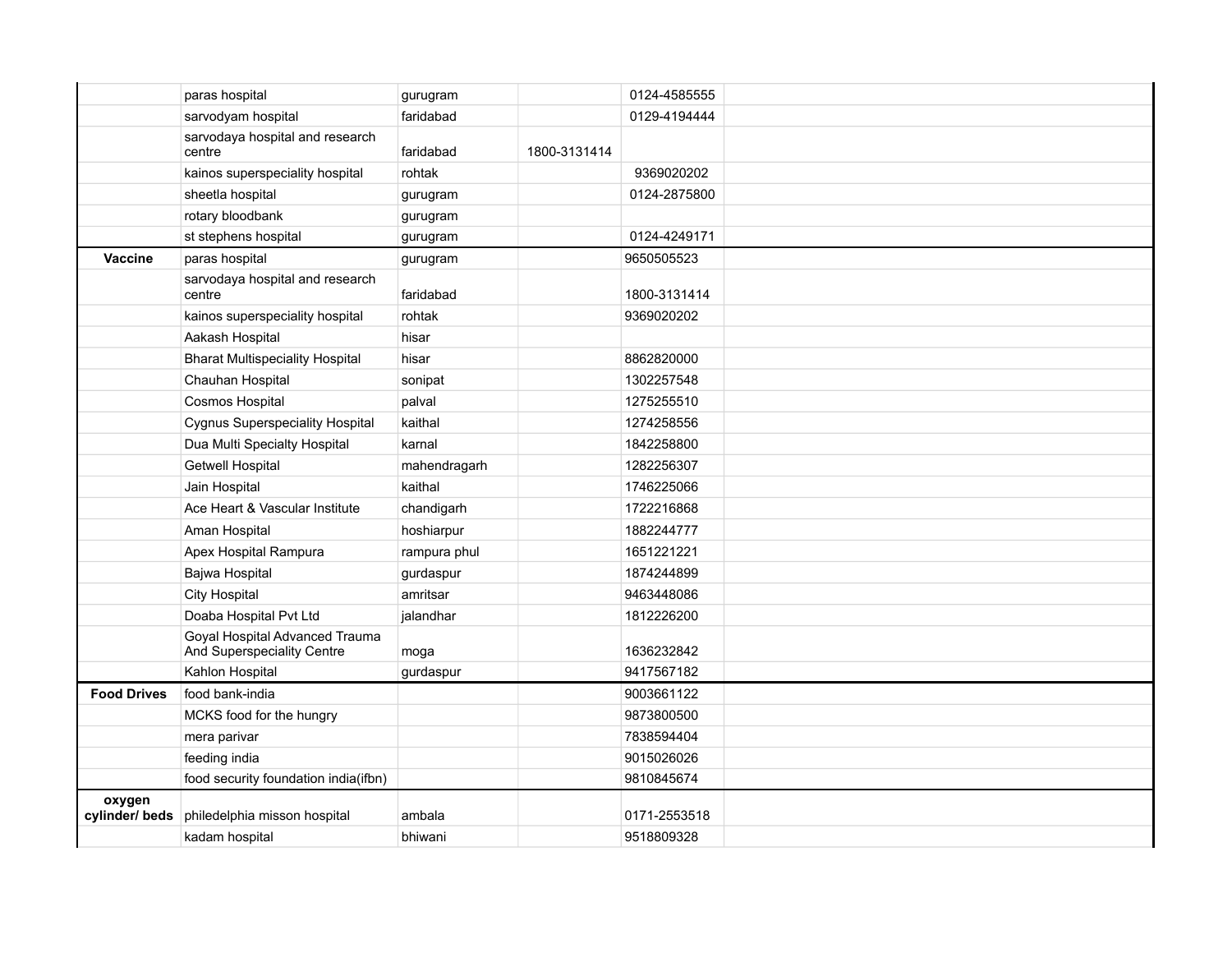| | | | | | |
|---|---|---|---|---|---|
| | paras hospital | gurugram | | 0124-4585555 | |
| | sarvodyam hospital | faridabad | | 0129-4194444 | |
| | sarvodaya hospital and research centre | faridabad | 1800-3131414 | | |
| | kainos superspeciality hospital | rohtak | | 9369020202 | |
| | sheetla hospital | gurugram | | 0124-2875800 | |
| | rotary bloodbank | gurugram | | | |
| | st stephens hospital | gurugram | | 0124-4249171 | |
| **Vaccine** | paras hospital | gurugram | | 9650505523 | |
| | sarvodaya hospital and research centre | faridabad | | 1800-3131414 | |
| | kainos superspeciality hospital | rohtak | | 9369020202 | |
| | Aakash Hospital | hisar | | | |
| | Bharat Multispeciality Hospital | hisar | | 8862820000 | |
| | Chauhan Hospital | sonipat | | 1302257548 | |
| | Cosmos Hospital | palval | | 1275255510 | |
| | Cygnus Superspeciality Hospital | kaithal | | 1274258556 | |
| | Dua Multi Specialty Hospital | karnal | | 1842258800 | |
| | Getwell Hospital | mahendragarh | | 1282256307 | |
| | Jain Hospital | kaithal | | 1746225066 | |
| | Ace Heart & Vascular Institute | chandigarh | | 1722216868 | |
| | Aman Hospital | hoshiarpur | | 1882244777 | |
| | Apex Hospital Rampura | rampura phul | | 1651221221 | |
| | Bajwa Hospital | gurdaspur | | 1874244899 | |
| | City Hospital | amritsar | | 9463448086 | |
| | Doaba Hospital Pvt Ltd | jalandhar | | 1812226200 | |
| | Goyal Hospital Advanced Trauma And Superspeciality Centre | moga | | 1636232842 | |
| | Kahlon Hospital | gurdaspur | | 9417567182 | |
| **Food Drives** | food bank-india | | | 9003661122 | |
| | MCKS food for the hungry | | | 9873800500 | |
| | mera parivar | | | 7838594404 | |
| | feeding india | | | 9015026026 | |
| | food security foundation india(ifbn) | | | 9810845674 | |
| **oxygen cylinder/ beds** | philedelphia misson hospital | ambala | | 0171-2553518 | |
| | kadam hospital | bhiwani | | 9518809328 | |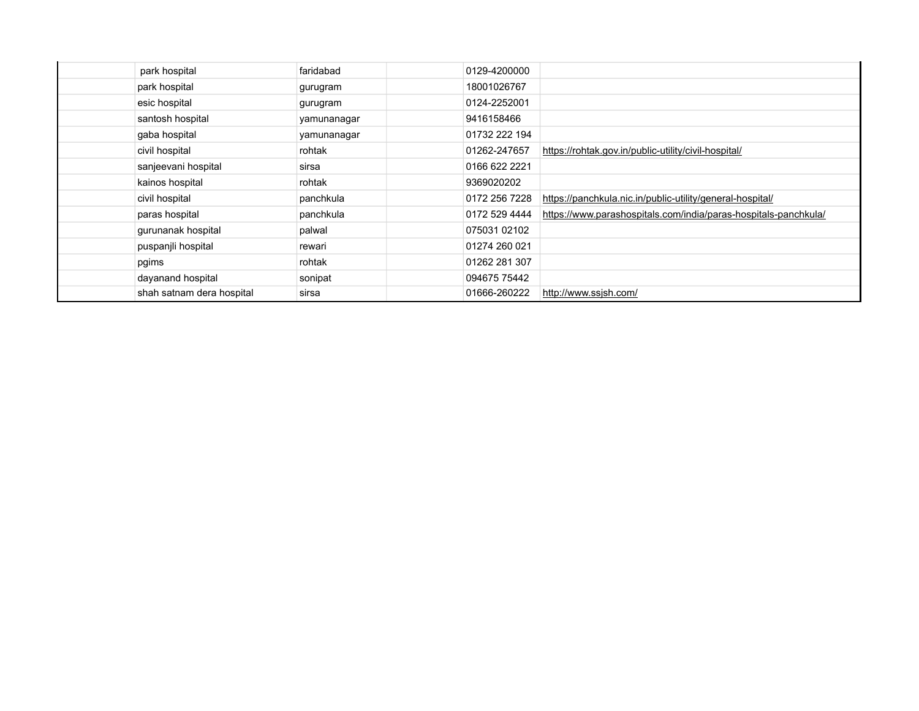| | | | | | |
|---|---|---|---|---|---|
| | park hospital | faridabad | | 0129-4200000 | |
| | park hospital | gurugram | | 18001026767 | |
| | esic hospital | gurugram | | 0124-2252001 | |
| | santosh hospital | yamunanagar | | 9416158466 | |
| | gaba hospital | yamunanagar | | 01732 222 194 | |
| | civil hospital | rohtak | | 01262-247657 | https://rohtak.gov.in/public-utility/civil-hospital/ |
| | sanjeevani hospital | sirsa | | 0166 622 2221 | |
| | kainos hospital | rohtak | | 9369020202 | |
| | civil hospital | panchkula | | 0172 256 7228 | https://panchkula.nic.in/public-utility/general-hospital/ |
| | paras hospital | panchkula | | 0172 529 4444 | https://www.parashospitals.com/india/paras-hospitals-panchkula/ |
| | gurunanak hospital | palwal | | 075031 02102 | |
| | puspanjli hospital | rewari | | 01274 260 021 | |
| | pgims | rohtak | | 01262 281 307 | |
| | dayanand hospital | sonipat | | 094675 75442 | |
| | shah satnam dera hospital | sirsa | | 01666-260222 | http://www.ssjsh.com/ |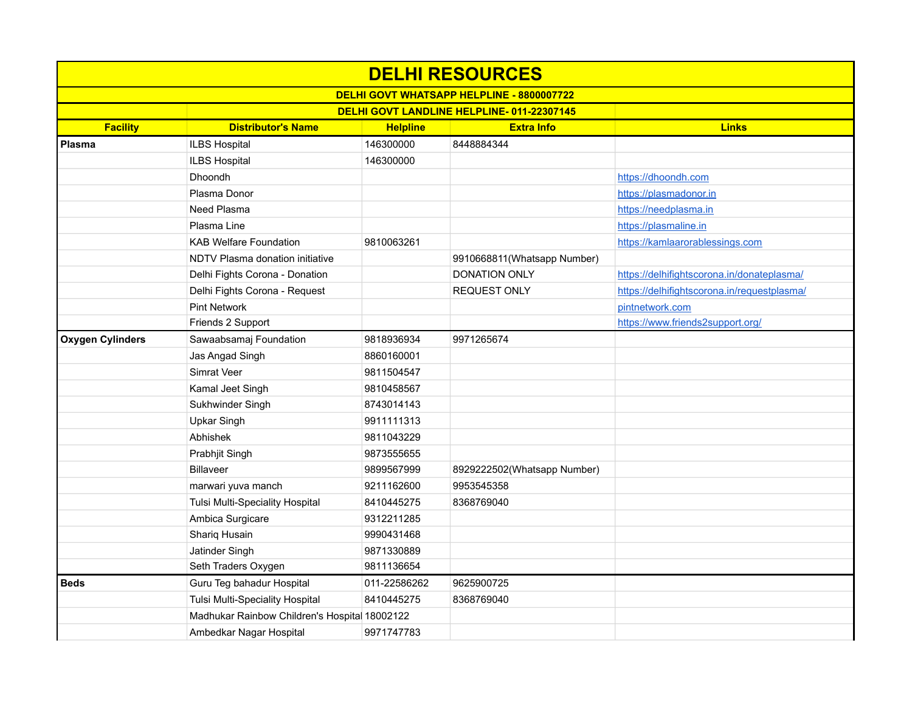# DELHI RESOURCES

**DELHI GOVT WHATSAPP HELPLINE - 8800007722**

**DELHI GOVT LANDLINE HELPLINE- 011-22307145**

| Facility | Distributor's Name | Helpline | Extra Info | Links |
|---|---|---|---|---|
| **Plasma** | ILBS Hospital | 146300000 | 8448884344 | |
| | ILBS Hospital | 146300000 | | |
| | Dhoondh | | | https://dhoondh.com |
| | Plasma Donor | | | https://plasmadonor.in |
| | Need Plasma | | | https://needplasma.in |
| | Plasma Line | | | https://plasmaline.in |
| | KAB Welfare Foundation | 9810063261 | | https://kamlaarorablessings.com |
| | NDTV Plasma donation initiative | | 9910668811(Whatsapp Number) | |
| | Delhi Fights Corona - Donation | | DONATION ONLY | https://delhifightscorona.in/donateplasma/ |
| | Delhi Fights Corona - Request | | REQUEST ONLY | https://delhifightscorona.in/requestplasma/ |
| | Pint Network | | | pintnetwork.com |
| | Friends 2 Support | | | https://www.friends2support.org/ |
| **Oxygen Cylinders** | Sawaabsamaj Foundation | 9818936934 | 9971265674 | |
| | Jas Angad Singh | 8860160001 | | |
| | Simrat Veer | 9811504547 | | |
| | Kamal Jeet Singh | 9810458567 | | |
| | Sukhwinder Singh | 8743014143 | | |
| | Upkar Singh | 9911111313 | | |
| | Abhishek | 9811043229 | | |
| | Prabhjit Singh | 9873555655 | | |
| | Billaveer | 9899567999 | 8929222502(Whatsapp Number) | |
| | marwari yuva manch | 9211162600 | 9953545358 | |
| | Tulsi Multi-Speciality Hospital | 8410445275 | 8368769040 | |
| | Ambica Surgicare | 9312211285 | | |
| | Shariq Husain | 9990431468 | | |
| | Jatinder Singh | 9871330889 | | |
| | Seth Traders Oxygen | 9811136654 | | |
| **Beds** | Guru Teg bahadur Hospital | 011-22586262 | 9625900725 | |
| | Tulsi Multi-Speciality Hospital | 8410445275 | 8368769040 | |
| | Madhukar Rainbow Children's Hospital | 18002122 | | |
| | Ambedkar Nagar Hospital | 9971747783 | | |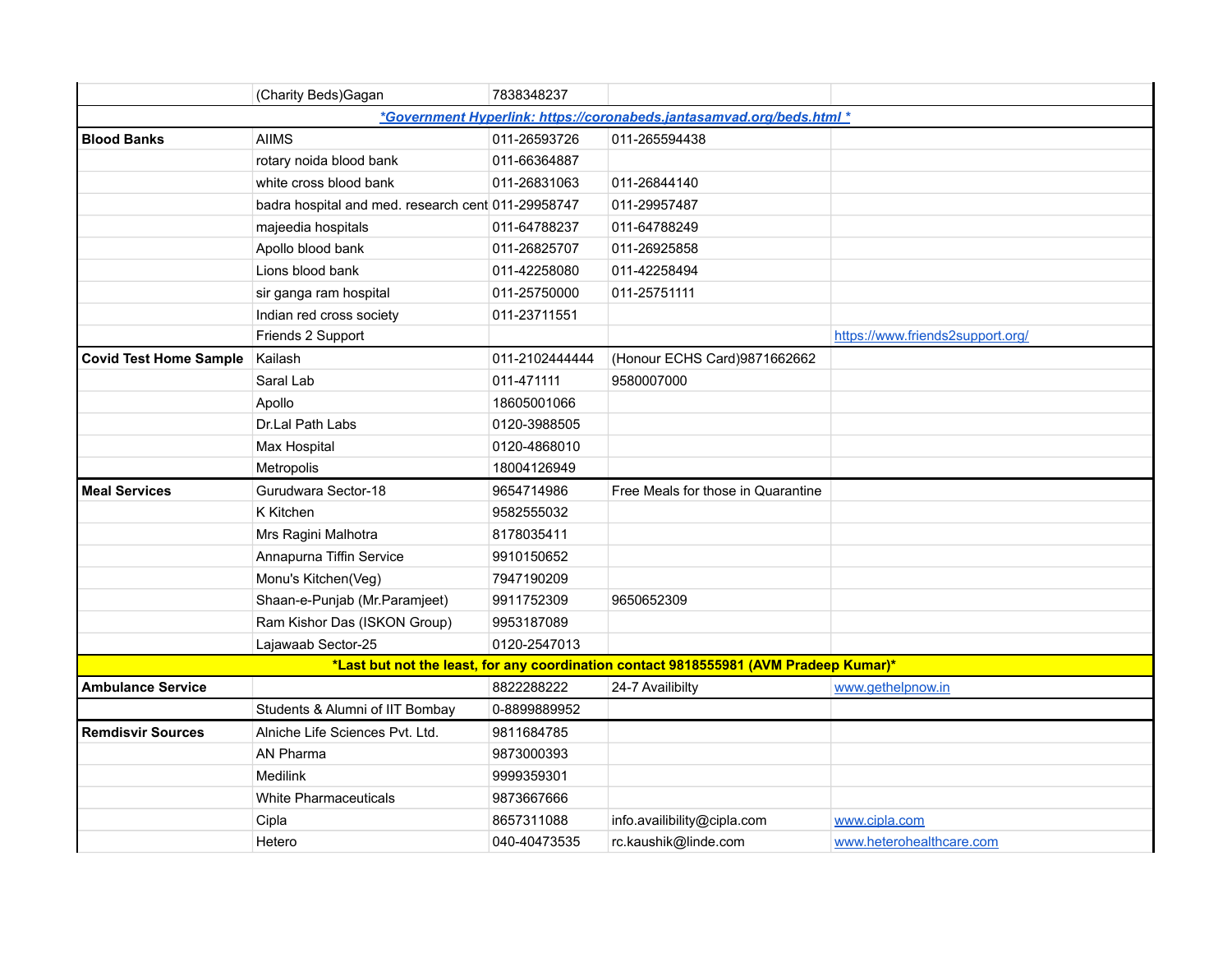| | | | | |
|---|---|---|---|---|
| | (Charity Beds)Gagan | 7838348237 | | |
| *Government Hyperlink: https://coronabeds.jantasamvad.org/beds.html * | | | | |
| **Blood Banks** | AIIMS | 011-26593726 | 011-265594438 | |
| | rotary noida blood bank | 011-66364887 | | |
| | white cross blood bank | 011-26831063 | 011-26844140 | |
| | badra hospital and med. research cent | 011-29958747 | 011-29957487 | |
| | majeedia hospitals | 011-64788237 | 011-64788249 | |
| | Apollo blood bank | 011-26825707 | 011-26925858 | |
| | Lions blood bank | 011-42258080 | 011-42258494 | |
| | sir ganga ram hospital | 011-25750000 | 011-25751111 | |
| | Indian red cross society | 011-23711551 | | |
| | Friends 2 Support | | | https://www.friends2support.org/ |
| **Covid Test Home Sample** | Kailash | 011-2102444444 | (Honour ECHS Card)9871662662 | |
| | Saral Lab | 011-471111 | 9580007000 | |
| | Apollo | 18605001066 | | |
| | Dr.Lal Path Labs | 0120-3988505 | | |
| | Max Hospital | 0120-4868010 | | |
| | Metropolis | 18004126949 | | |
| **Meal Services** | Gurudwara Sector-18 | 9654714986 | Free Meals for those in Quarantine | |
| | K Kitchen | 9582555032 | | |
| | Mrs Ragini Malhotra | 8178035411 | | |
| | Annapurna Tiffin Service | 9910150652 | | |
| | Monu's Kitchen(Veg) | 7947190209 | | |
| | Shaan-e-Punjab (Mr.Paramjeet) | 9911752309 | 9650652309 | |
| | Ram Kishor Das (ISKON Group) | 9953187089 | | |
| | Lajawaab Sector-25 | 0120-2547013 | | |
| **\*Last but not the least, for any coordination contact 9818555981 (AVM Pradeep Kumar)\*** | | | | |
| **Ambulance Service** | | 8822288222 | 24-7 Availibilty | www.gethelpnow.in |
| | Students & Alumni of IIT Bombay | 0-8899889952 | | |
| **Remdisvir Sources** | Alniche Life Sciences Pvt. Ltd. | 9811684785 | | |
| | AN Pharma | 9873000393 | | |
| | Medilink | 9999359301 | | |
| | White Pharmaceuticals | 9873667666 | | |
| | Cipla | 8657311088 | info.availibility@cipla.com | www.cipla.com |
| | Hetero | 040-40473535 | rc.kaushik@linde.com | www.heterohealthcare.com |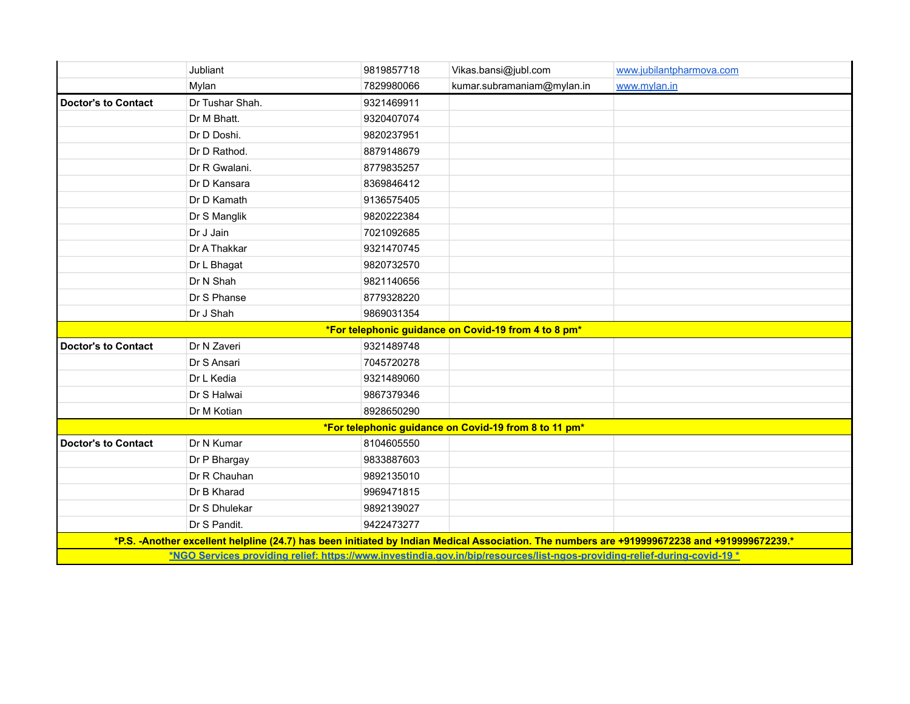| | | | | |
|---|---|---|---|---|
| | Jubliant | 9819857718 | Vikas.bansi@jubl.com | www.jubilantpharmova.com |
| | Mylan | 7829980066 | kumar.subramaniam@mylan.in | www.mylan.in |
| **Doctor's to Contact** | Dr Tushar Shah. | 9321469911 | | |
| | Dr M Bhatt. | 9320407074 | | |
| | Dr D Doshi. | 9820237951 | | |
| | Dr D Rathod. | 8879148679 | | |
| | Dr R Gwalani. | 8779835257 | | |
| | Dr D Kansara | 8369846412 | | |
| | Dr D Kamath | 9136575405 | | |
| | Dr S Manglik | 9820222384 | | |
| | Dr J Jain | 7021092685 | | |
| | Dr A Thakkar | 9321470745 | | |
| | Dr L Bhagat | 9820732570 | | |
| | Dr N Shah | 9821140656 | | |
| | Dr S Phanse | 8779328220 | | |
| | Dr J Shah | 9869031354 | | |
| **\*For telephonic guidance on Covid-19 from 4 to 8 pm\*** | | | | |
| **Doctor's to Contact** | Dr N Zaveri | 9321489748 | | |
| | Dr S Ansari | 7045720278 | | |
| | Dr L Kedia | 9321489060 | | |
| | Dr S Halwai | 9867379346 | | |
| | Dr M Kotian | 8928650290 | | |
| **\*For telephonic guidance on Covid-19 from 8 to 11 pm\*** | | | | |
| **Doctor's to Contact** | Dr N Kumar | 8104605550 | | |
| | Dr P Bhargay | 9833887603 | | |
| | Dr R Chauhan | 9892135010 | | |
| | Dr B Kharad | 9969471815 | | |
| | Dr S Dhulekar | 9892139027 | | |
| | Dr S Pandit. | 9422473277 | | |

**\*P.S. -Another excellent helpline (24.7) has been initiated by Indian Medical Association. The numbers are +919999672238 and +919999672239.\***

**\*NGO Services providing relief: https://www.investindia.gov.in/bip/resources/list-ngos-providing-relief-during-covid-19 \***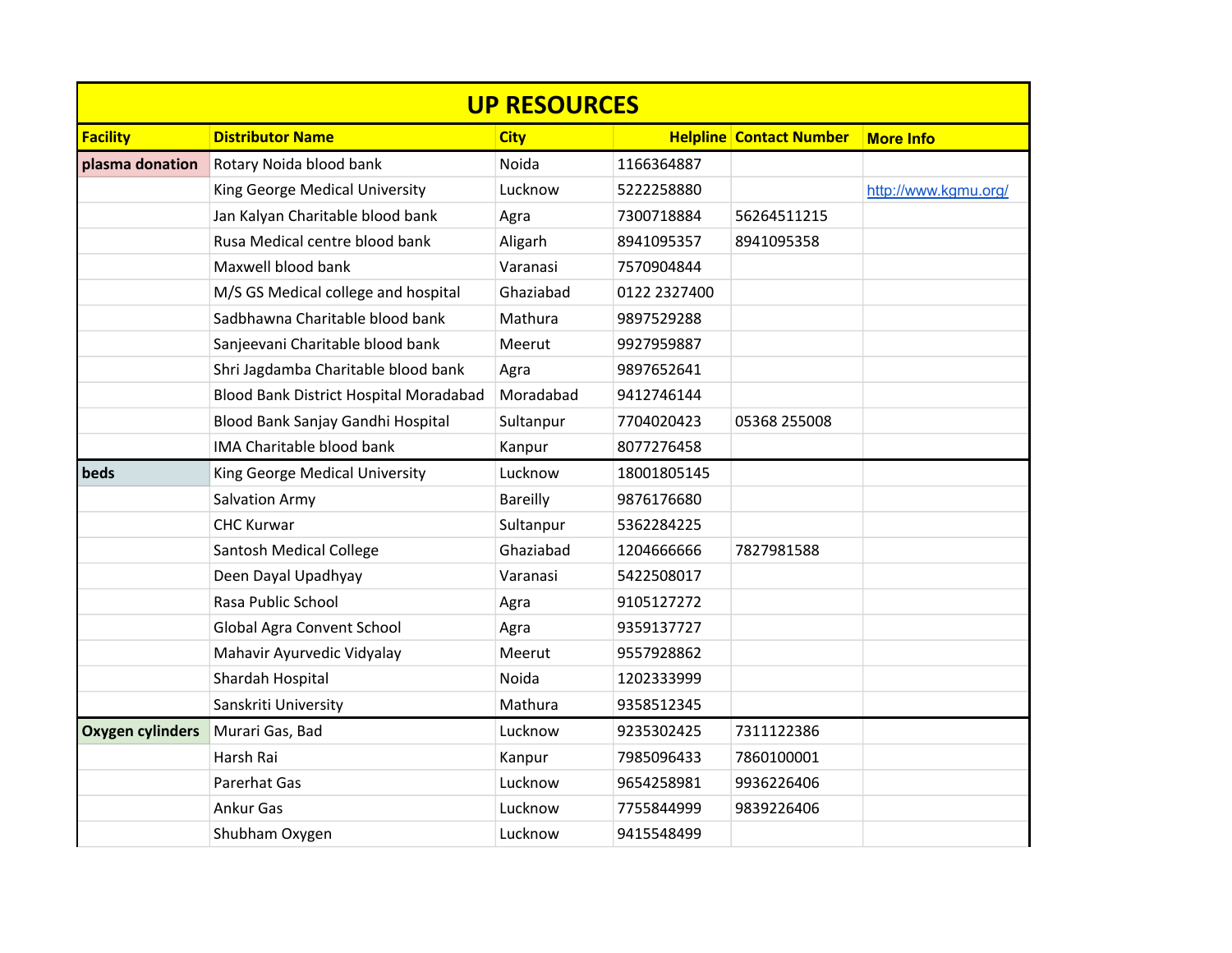# UP RESOURCES

| Facility | Distributor Name | City | Helpline | Contact Number | More Info |
|---|---|---|---|---|---|
| plasma donation | Rotary Noida blood bank | Noida | 1166364887 | | |
| | King George Medical University | Lucknow | 5222258880 | | http://www.kgmu.org/ |
| | Jan Kalyan Charitable blood bank | Agra | 7300718884 | 56264511215 | |
| | Rusa Medical centre blood bank | Aligarh | 8941095357 | 8941095358 | |
| | Maxwell blood bank | Varanasi | 7570904844 | | |
| | M/S GS Medical college and hospital | Ghaziabad | 0122 2327400 | | |
| | Sadbhawna Charitable blood bank | Mathura | 9897529288 | | |
| | Sanjeevani Charitable blood bank | Meerut | 9927959887 | | |
| | Shri Jagdamba Charitable blood bank | Agra | 9897652641 | | |
| | Blood Bank District Hospital Moradabad | Moradabad | 9412746144 | | |
| | Blood Bank Sanjay Gandhi Hospital | Sultanpur | 7704020423 | 05368 255008 | |
| | IMA Charitable blood bank | Kanpur | 8077276458 | | |
| beds | King George Medical University | Lucknow | 18001805145 | | |
| | Salvation Army | Bareilly | 9876176680 | | |
| | CHC Kurwar | Sultanpur | 5362284225 | | |
| | Santosh Medical College | Ghaziabad | 1204666666 | 7827981588 | |
| | Deen Dayal Upadhyay | Varanasi | 5422508017 | | |
| | Rasa Public School | Agra | 9105127272 | | |
| | Global Agra Convent School | Agra | 9359137727 | | |
| | Mahavir Ayurvedic Vidyalay | Meerut | 9557928862 | | |
| | Shardah Hospital | Noida | 1202333999 | | |
| | Sanskriti University | Mathura | 9358512345 | | |
| Oxygen cylinders | Murari Gas, Bad | Lucknow | 9235302425 | 7311122386 | |
| | Harsh Rai | Kanpur | 7985096433 | 7860100001 | |
| | Parerhat Gas | Lucknow | 9654258981 | 9936226406 | |
| | Ankur Gas | Lucknow | 7755844999 | 9839226406 | |
| | Shubham Oxygen | Lucknow | 9415548499 | | |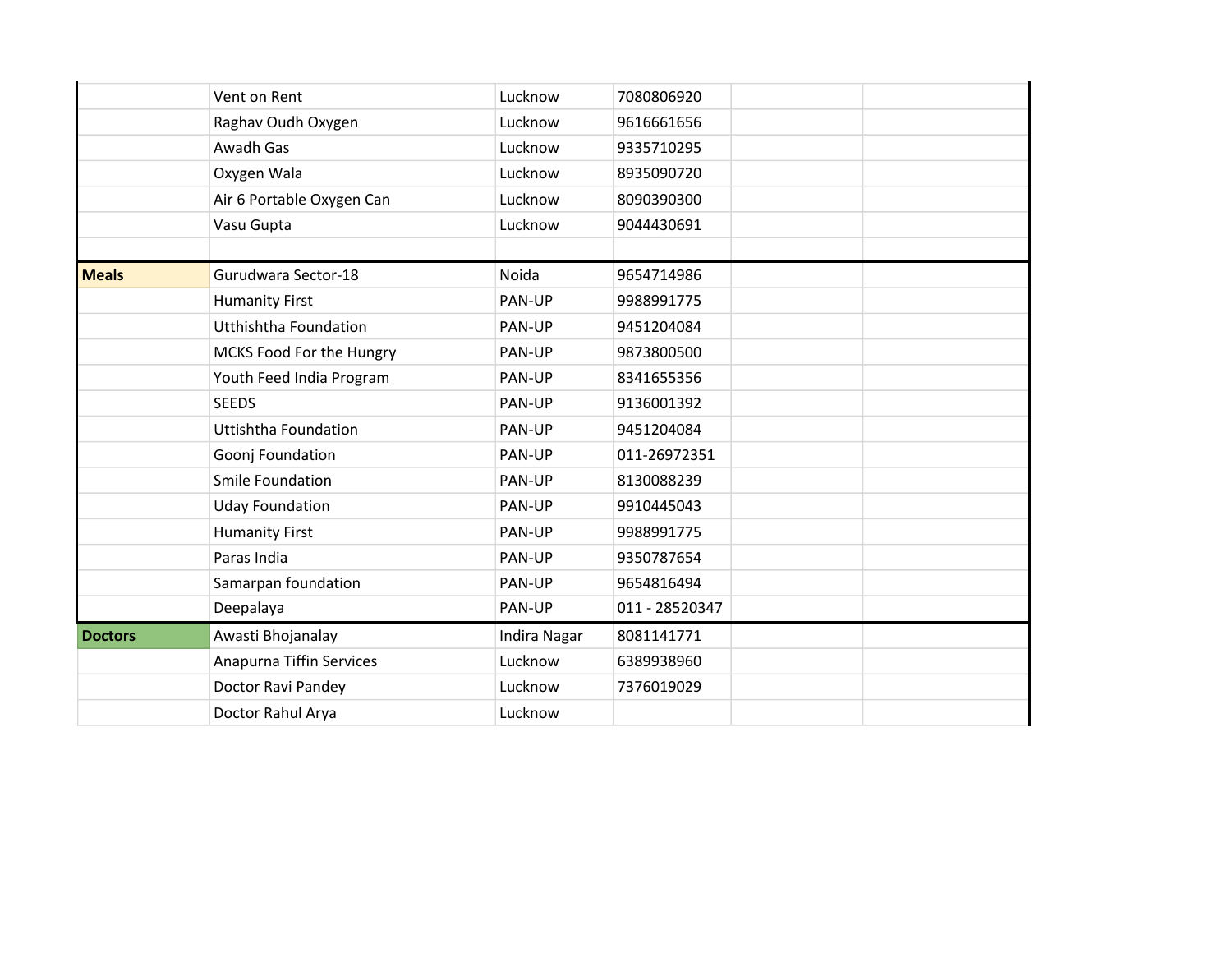| | | | | | |
|---|---|---|---|---|---|
| | Vent on Rent | Lucknow | 7080806920 | | |
| | Raghav Oudh Oxygen | Lucknow | 9616661656 | | |
| | Awadh Gas | Lucknow | 9335710295 | | |
| | Oxygen Wala | Lucknow | 8935090720 | | |
| | Air 6 Portable Oxygen Can | Lucknow | 8090390300 | | |
| | Vasu Gupta | Lucknow | 9044430691 | | |
| | | | | | |
| **Meals** | Gurudwara Sector-18 | Noida | 9654714986 | | |
| | Humanity First | PAN-UP | 9988991775 | | |
| | Utthishtha Foundation | PAN-UP | 9451204084 | | |
| | MCKS Food For the Hungry | PAN-UP | 9873800500 | | |
| | Youth Feed India Program | PAN-UP | 8341655356 | | |
| | SEEDS | PAN-UP | 9136001392 | | |
| | Uttishtha Foundation | PAN-UP | 9451204084 | | |
| | Goonj Foundation | PAN-UP | 011-26972351 | | |
| | Smile Foundation | PAN-UP | 8130088239 | | |
| | Uday Foundation | PAN-UP | 9910445043 | | |
| | Humanity First | PAN-UP | 9988991775 | | |
| | Paras India | PAN-UP | 9350787654 | | |
| | Samarpan foundation | PAN-UP | 9654816494 | | |
| | Deepalaya | PAN-UP | 011 - 28520347 | | |
| **Doctors** | Awasti Bhojanalay | Indira Nagar | 8081141771 | | |
| | Anapurna Tiffin Services | Lucknow | 6389938960 | | |
| | Doctor Ravi Pandey | Lucknow | 7376019029 | | |
| | Doctor Rahul Arya | Lucknow | | | |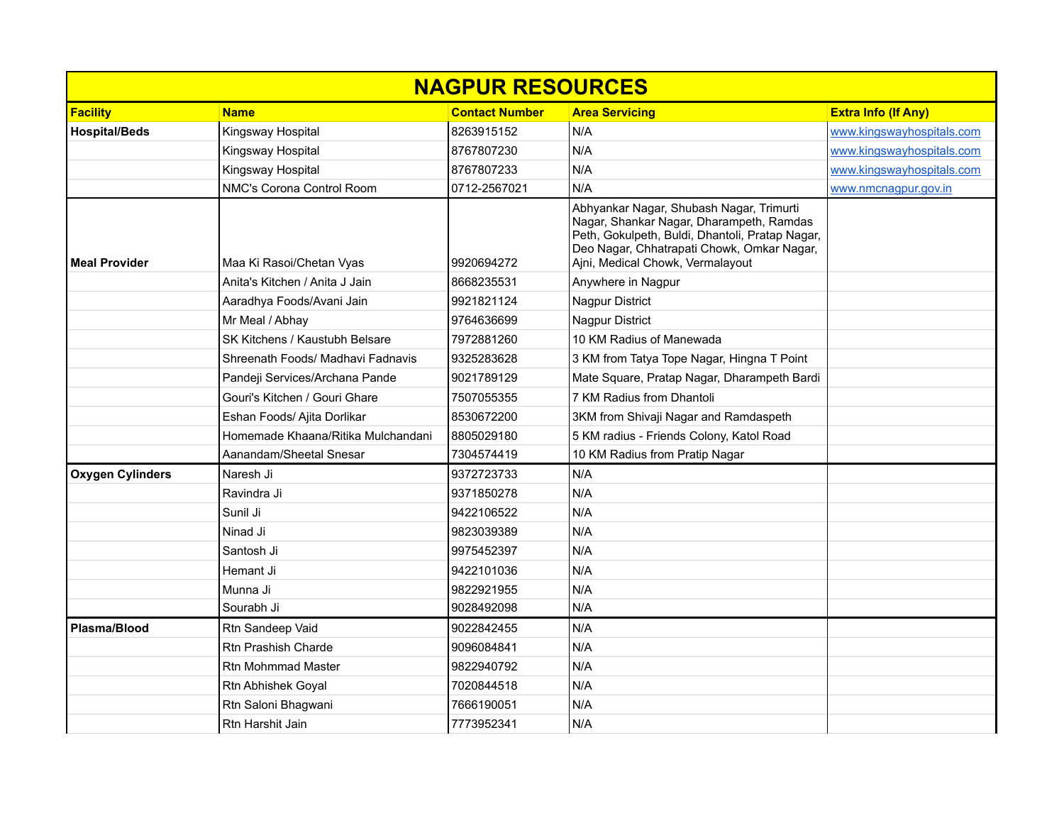# NAGPUR RESOURCES

| Facility | Name | Contact Number | Area Servicing | Extra Info (If Any) |
|---|---|---|---|---|
| **Hospital/Beds** | Kingsway Hospital | 8263915152 | N/A | www.kingswayhospitals.com |
| | Kingsway Hospital | 8767807230 | N/A | www.kingswayhospitals.com |
| | Kingsway Hospital | 8767807233 | N/A | www.kingswayhospitals.com |
| | NMC's Corona Control Room | 0712-2567021 | N/A | www.nmcnagpur.gov.in |
| **Meal Provider** | Maa Ki Rasoi/Chetan Vyas | 9920694272 | Abhyankar Nagar, Shubash Nagar, Trimurti Nagar, Shankar Nagar, Dharampeth, Ramdas Peth, Gokulpeth, Buldi, Dhantoli, Pratap Nagar, Deo Nagar, Chhatrapati Chowk, Omkar Nagar, Ajni, Medical Chowk, Vermalayout | |
| | Anita's Kitchen / Anita J Jain | 8668235531 | Anywhere in Nagpur | |
| | Aaradhya Foods/Avani Jain | 9921821124 | Nagpur District | |
| | Mr Meal / Abhay | 9764636699 | Nagpur District | |
| | SK Kitchens / Kaustubh Belsare | 7972881260 | 10 KM Radius of Manewada | |
| | Shreenath Foods/ Madhavi Fadnavis | 9325283628 | 3 KM from Tatya Tope Nagar, Hingna T Point | |
| | Pandeji Services/Archana Pande | 9021789129 | Mate Square, Pratap Nagar, Dharampeth Bardi | |
| | Gouri's Kitchen / Gouri Ghare | 7507055355 | 7 KM Radius from Dhantoli | |
| | Eshan Foods/ Ajita Dorlikar | 8530672200 | 3KM from Shivaji Nagar and Ramdaspeth | |
| | Homemade Khaana/Ritika Mulchandani | 8805029180 | 5 KM radius - Friends Colony, Katol Road | |
| | Aanandam/Sheetal Snesar | 7304574419 | 10 KM Radius from Pratip Nagar | |
| **Oxygen Cylinders** | Naresh Ji | 9372723733 | N/A | |
| | Ravindra Ji | 9371850278 | N/A | |
| | Sunil Ji | 9422106522 | N/A | |
| | Ninad Ji | 9823039389 | N/A | |
| | Santosh Ji | 9975452397 | N/A | |
| | Hemant Ji | 9422101036 | N/A | |
| | Munna Ji | 9822921955 | N/A | |
| | Sourabh Ji | 9028492098 | N/A | |
| **Plasma/Blood** | Rtn Sandeep Vaid | 9022842455 | N/A | |
| | Rtn Prashish Charde | 9096084841 | N/A | |
| | Rtn Mohmmad Master | 9822940792 | N/A | |
| | Rtn Abhishek Goyal | 7020844518 | N/A | |
| | Rtn Saloni Bhagwani | 7666190051 | N/A | |
| | Rtn Harshit Jain | 7773952341 | N/A | |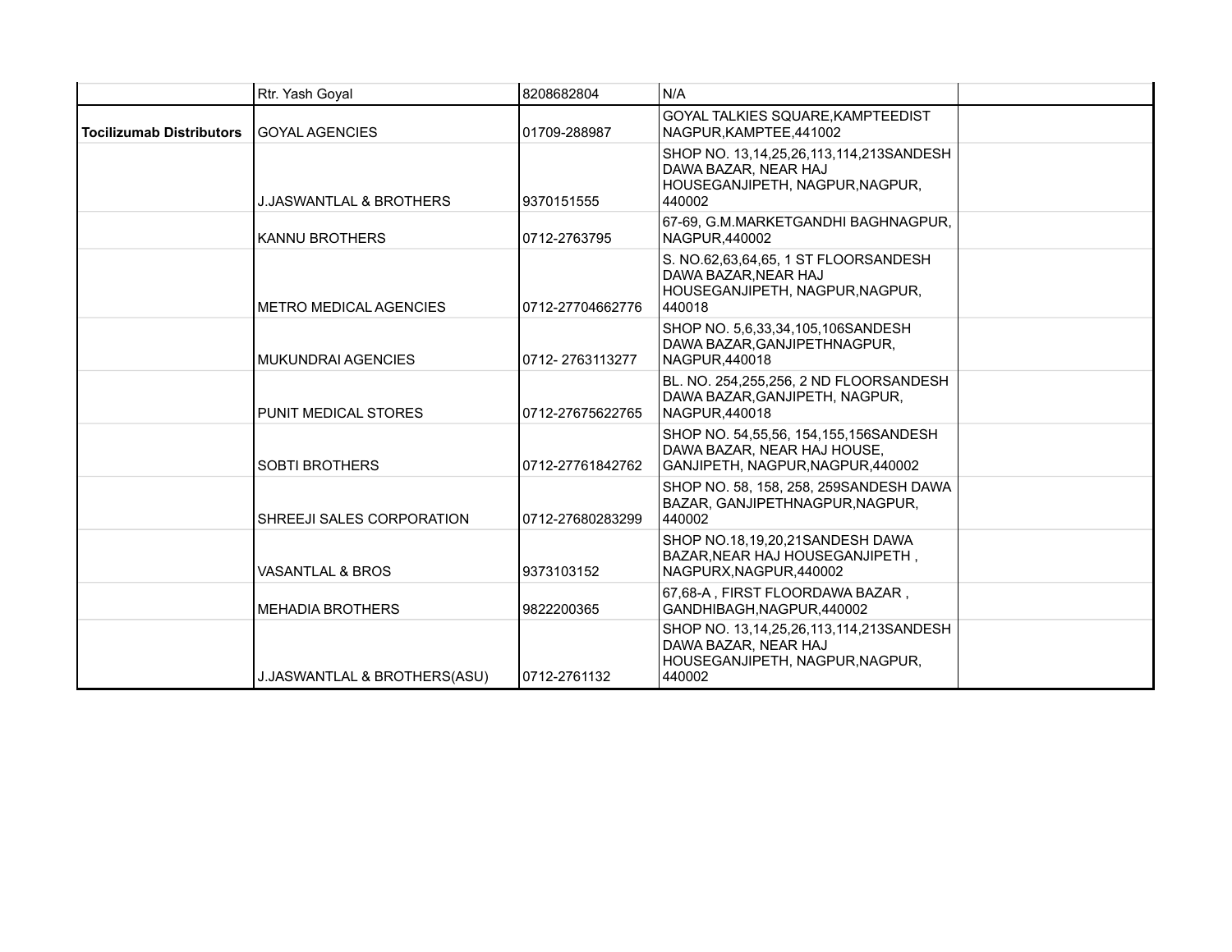|  |  |  |  |  |
|---|---|---|---|---|
|  | Rtr. Yash Goyal | 8208682804 | N/A |  |
| **Tocilizumab Distributors** | GOYAL AGENCIES | 01709-288987 | GOYAL TALKIES SQUARE,KAMPTEEDIST NAGPUR,KAMPTEE,441002 |  |
|  | J.JASWANTLAL & BROTHERS | 9370151555 | SHOP NO. 13,14,25,26,113,114,213SANDESH DAWA BAZAR, NEAR HAJ HOUSEGANJIPETH, NAGPUR,NAGPUR, 440002 |  |
|  | KANNU BROTHERS | 0712-2763795 | 67-69, G.M.MARKETGANDHI BAGHNAGPUR, NAGPUR,440002 |  |
|  | METRO MEDICAL AGENCIES | 0712-27704662776 | S. NO.62,63,64,65, 1 ST FLOORSANDESH DAWA BAZAR,NEAR HAJ HOUSEGANJIPETH, NAGPUR,NAGPUR, 440018 |  |
|  | MUKUNDRAI AGENCIES | 0712- 2763113277 | SHOP NO. 5,6,33,34,105,106SANDESH DAWA BAZAR,GANJIPETHNAGPUR, NAGPUR,440018 |  |
|  | PUNIT MEDICAL STORES | 0712-27675622765 | BL. NO. 254,255,256, 2 ND FLOORSANDESH DAWA BAZAR,GANJIPETH, NAGPUR, NAGPUR,440018 |  |
|  | SOBTI BROTHERS | 0712-27761842762 | SHOP NO. 54,55,56, 154,155,156SANDESH DAWA BAZAR, NEAR HAJ HOUSE, GANJIPETH, NAGPUR,NAGPUR,440002 |  |
|  | SHREEJI SALES CORPORATION | 0712-27680283299 | SHOP NO. 58, 158, 258, 259SANDESH DAWA BAZAR, GANJIPETHNAGPUR,NAGPUR, 440002 |  |
|  | VASANTLAL & BROS | 9373103152 | SHOP NO.18,19,20,21SANDESH DAWA BAZAR,NEAR HAJ HOUSEGANJIPETH , NAGPURX,NAGPUR,440002 |  |
|  | MEHADIA BROTHERS | 9822200365 | 67,68-A , FIRST FLOORDAWA BAZAR , GANDHIBAGH,NAGPUR,440002 |  |
|  | J.JASWANTLAL & BROTHERS(ASU) | 0712-2761132 | SHOP NO. 13,14,25,26,113,114,213SANDESH DAWA BAZAR, NEAR HAJ HOUSEGANJIPETH, NAGPUR,NAGPUR, 440002 |  |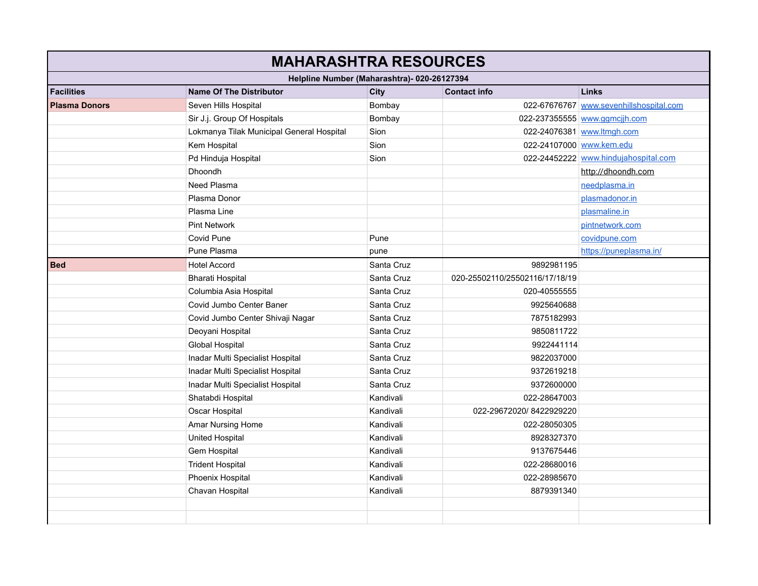# MAHARASHTRA RESOURCES

**Helpline Number (Maharashtra)- 020-26127394**

| Facilities | Name Of The Distributor | City | Contact info | Links |
|---|---|---|---|---|
| **Plasma Donors** | Seven Hills Hospital | Bombay | 022-67676767 | www.sevenhillshospital.com |
| | Sir J.j. Group Of Hospitals | Bombay | 022-237355555 | www.ggmcjjh.com |
| | Lokmanya Tilak Municipal General Hospital | Sion | 022-24076381 | www.ltmgh.com |
| | Kem Hospital | Sion | 022-24107000 | www.kem.edu |
| | Pd Hinduja Hospital | Sion | 022-24452222 | www.hindujahospital.com |
| | Dhoondh | | | http://dhoondh.com |
| | Need Plasma | | | needplasma.in |
| | Plasma Donor | | | plasmadonor.in |
| | Plasma Line | | | plasmaline.in |
| | Pint Network | | | pintnetwork.com |
| | Covid Pune | Pune | | covidpune.com |
| | Pune Plasma | pune | | https://puneplasma.in/ |
| **Bed** | Hotel Accord | Santa Cruz | 9892981195 | |
| | Bharati Hospital | Santa Cruz | 020-25502110/25502116/17/18/19 | |
| | Columbia Asia Hospital | Santa Cruz | 020-40555555 | |
| | Covid Jumbo Center Baner | Santa Cruz | 9925640688 | |
| | Covid Jumbo Center Shivaji Nagar | Santa Cruz | 7875182993 | |
| | Deoyani Hospital | Santa Cruz | 9850811722 | |
| | Global Hospital | Santa Cruz | 9922441114 | |
| | Inadar Multi Specialist Hospital | Santa Cruz | 9822037000 | |
| | Inadar Multi Specialist Hospital | Santa Cruz | 9372619218 | |
| | Inadar Multi Specialist Hospital | Santa Cruz | 9372600000 | |
| | Shatabdi Hospital | Kandivali | 022-28647003 | |
| | Oscar Hospital | Kandivali | 022-29672020/ 8422929220 | |
| | Amar Nursing Home | Kandivali | 022-28050305 | |
| | United Hospital | Kandivali | 8928327370 | |
| | Gem Hospital | Kandivali | 9137675446 | |
| | Trident Hospital | Kandivali | 022-28680016 | |
| | Phoenix Hospital | Kandivali | 022-28985670 | |
| | Chavan Hospital | Kandivali | 8879391340 | |
| | | | | |
| | | | | |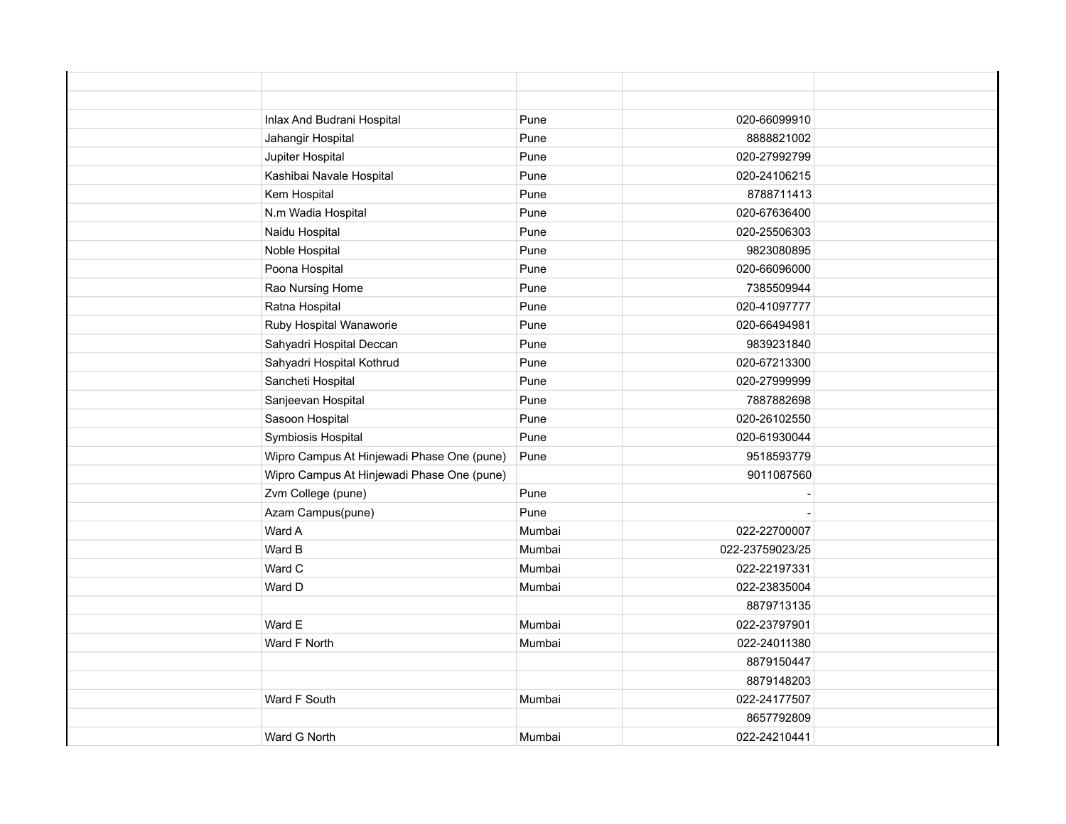| | | | | |
|---|---|---|---|---|
| | | | | |
| | | | | |
| | Inlax And Budrani Hospital | Pune | 020-66099910 | |
| | Jahangir Hospital | Pune | 8888821002 | |
| | Jupiter Hospital | Pune | 020-27992799 | |
| | Kashibai Navale Hospital | Pune | 020-24106215 | |
| | Kem Hospital | Pune | 8788711413 | |
| | N.m Wadia Hospital | Pune | 020-67636400 | |
| | Naidu Hospital | Pune | 020-25506303 | |
| | Noble Hospital | Pune | 9823080895 | |
| | Poona Hospital | Pune | 020-66096000 | |
| | Rao Nursing Home | Pune | 7385509944 | |
| | Ratna Hospital | Pune | 020-41097777 | |
| | Ruby Hospital Wanaworie | Pune | 020-66494981 | |
| | Sahyadri Hospital Deccan | Pune | 9839231840 | |
| | Sahyadri Hospital Kothrud | Pune | 020-67213300 | |
| | Sancheti Hospital | Pune | 020-27999999 | |
| | Sanjeevan Hospital | Pune | 7887882698 | |
| | Sasoon Hospital | Pune | 020-26102550 | |
| | Symbiosis Hospital | Pune | 020-61930044 | |
| | Wipro Campus At Hinjewadi Phase One (pune) | Pune | 9518593779 | |
| | Wipro Campus At Hinjewadi Phase One (pune) | | 9011087560 | |
| | Zvm College (pune) | Pune | - | |
| | Azam Campus(pune) | Pune | - | |
| | Ward A | Mumbai | 022-22700007 | |
| | Ward B | Mumbai | 022-23759023/25 | |
| | Ward C | Mumbai | 022-22197331 | |
| | Ward D | Mumbai | 022-23835004 | |
| | | | 8879713135 | |
| | Ward E | Mumbai | 022-23797901 | |
| | Ward F North | Mumbai | 022-24011380 | |
| | | | 8879150447 | |
| | | | 8879148203 | |
| | Ward F South | Mumbai | 022-24177507 | |
| | | | 8657792809 | |
| | Ward G North | Mumbai | 022-24210441 | |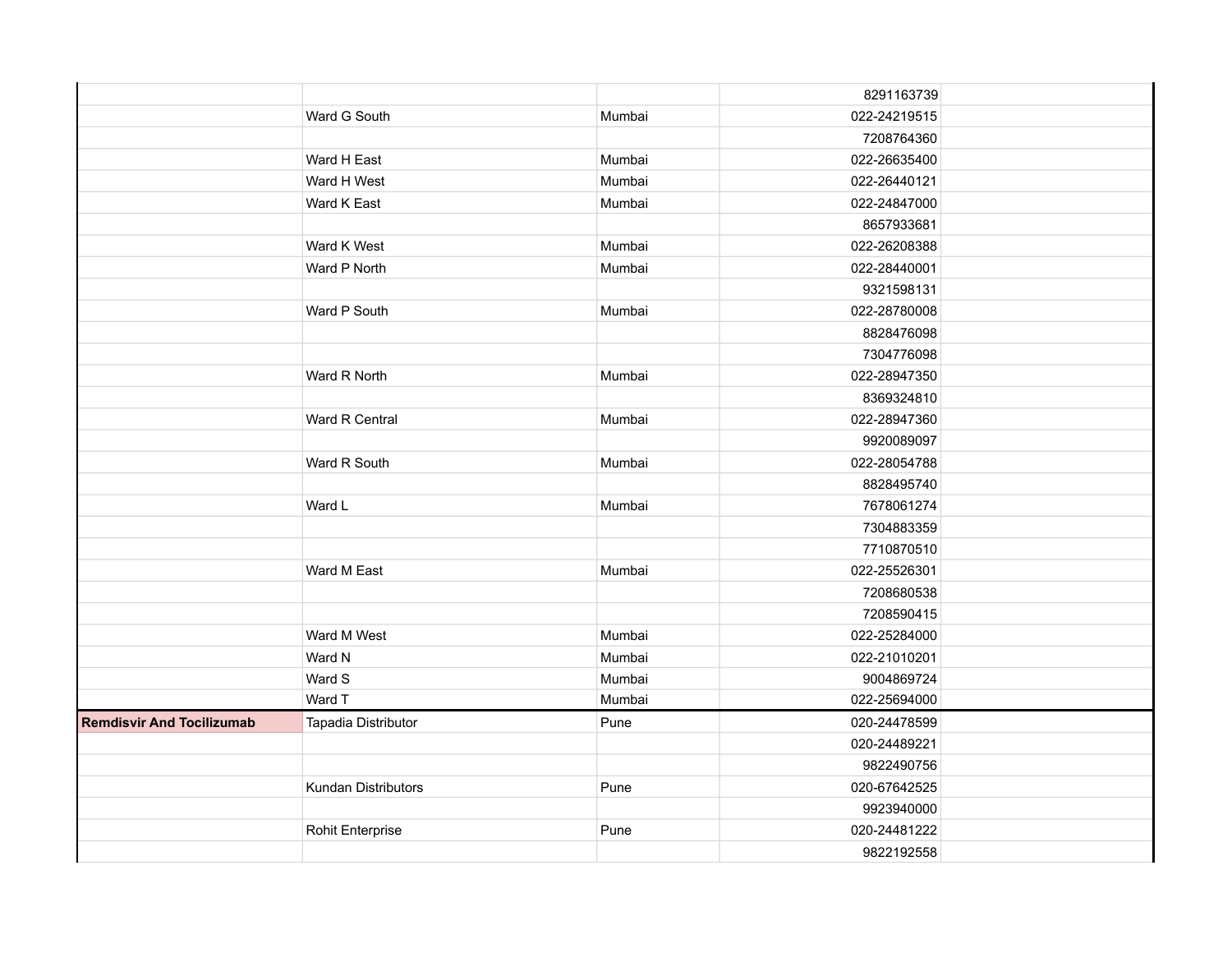| | | | | |
|---|---|---|---|---|
| | | | 8291163739 | |
| | Ward G South | Mumbai | 022-24219515 | |
| | | | 7208764360 | |
| | Ward H East | Mumbai | 022-26635400 | |
| | Ward H West | Mumbai | 022-26440121 | |
| | Ward K East | Mumbai | 022-24847000 | |
| | | | 8657933681 | |
| | Ward K West | Mumbai | 022-26208388 | |
| | Ward P North | Mumbai | 022-28440001 | |
| | | | 9321598131 | |
| | Ward P South | Mumbai | 022-28780008 | |
| | | | 8828476098 | |
| | | | 7304776098 | |
| | Ward R North | Mumbai | 022-28947350 | |
| | | | 8369324810 | |
| | Ward R Central | Mumbai | 022-28947360 | |
| | | | 9920089097 | |
| | Ward R South | Mumbai | 022-28054788 | |
| | | | 8828495740 | |
| | Ward L | Mumbai | 7678061274 | |
| | | | 7304883359 | |
| | | | 7710870510 | |
| | Ward M East | Mumbai | 022-25526301 | |
| | | | 7208680538 | |
| | | | 7208590415 | |
| | Ward M West | Mumbai | 022-25284000 | |
| | Ward N | Mumbai | 022-21010201 | |
| | Ward S | Mumbai | 9004869724 | |
| | Ward T | Mumbai | 022-25694000 | |
| **Remdisvir And Tocilizumab** | Tapadia Distributor | Pune | 020-24478599 | |
| | | | 020-24489221 | |
| | | | 9822490756 | |
| | Kundan Distributors | Pune | 020-67642525 | |
| | | | 9923940000 | |
| | Rohit Enterprise | Pune | 020-24481222 | |
| | | | 9822192558 | |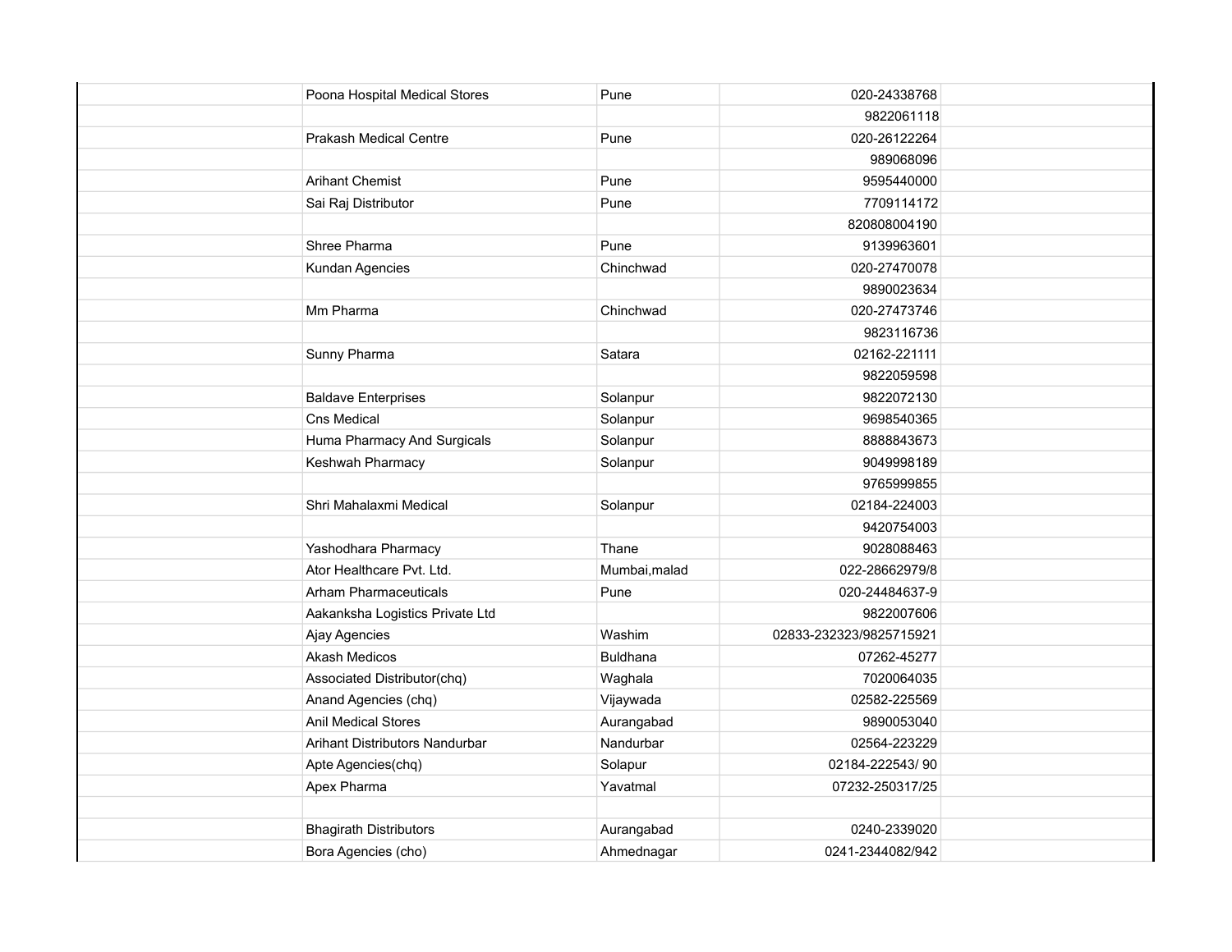| | | |
|---|---|---|
| Poona Hospital Medical Stores | Pune | 020-24338768 |
| | | 9822061118 |
| Prakash Medical Centre | Pune | 020-26122264 |
| | | 989068096 |
| Arihant Chemist | Pune | 9595440000 |
| Sai Raj Distributor | Pune | 7709114172 |
| | | 820808004190 |
| Shree Pharma | Pune | 9139963601 |
| Kundan Agencies | Chinchwad | 020-27470078 |
| | | 9890023634 |
| Mm Pharma | Chinchwad | 020-27473746 |
| | | 9823116736 |
| Sunny Pharma | Satara | 02162-221111 |
| | | 9822059598 |
| Baldave Enterprises | Solanpur | 9822072130 |
| Cns Medical | Solanpur | 9698540365 |
| Huma Pharmacy And Surgicals | Solanpur | 8888843673 |
| Keshwah Pharmacy | Solanpur | 9049998189 |
| | | 9765999855 |
| Shri Mahalaxmi Medical | Solanpur | 02184-224003 |
| | | 9420754003 |
| Yashodhara Pharmacy | Thane | 9028088463 |
| Ator Healthcare Pvt. Ltd. | Mumbai,malad | 022-28662979/8 |
| Arham Pharmaceuticals | Pune | 020-24484637-9 |
| Aakanksha Logistics Private Ltd | | 9822007606 |
| Ajay Agencies | Washim | 02833-232323/9825715921 |
| Akash Medicos | Buldhana | 07262-45277 |
| Associated Distributor(chq) | Waghala | 7020064035 |
| Anand Agencies (chq) | Vijaywada | 02582-225569 |
| Anil Medical Stores | Aurangabad | 9890053040 |
| Arihant Distributors Nandurbar | Nandurbar | 02564-223229 |
| Apte Agencies(chq) | Solapur | 02184-222543/ 90 |
| Apex Pharma | Yavatmal | 07232-250317/25 |
| | | |
| Bhagirath Distributors | Aurangabad | 0240-2339020 |
| Bora Agencies (cho) | Ahmednagar | 0241-2344082/942 |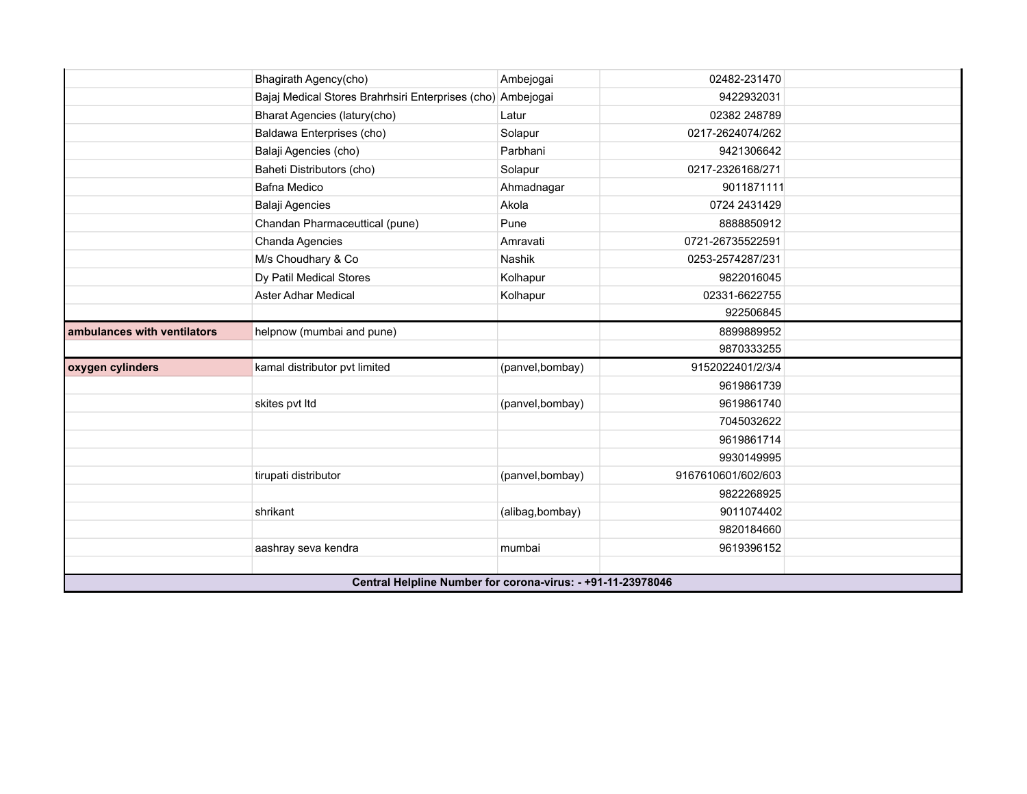| | | | | |
|---|---|---|---|---|
| | Bhagirath Agency(cho) | Ambejogai | 02482-231470 | |
| | Bajaj Medical Stores Brahrhsiri Enterprises (cho) | Ambejogai | 9422932031 | |
| | Bharat Agencies (latury(cho) | Latur | 02382 248789 | |
| | Baldawa Enterprises (cho) | Solapur | 0217-2624074/262 | |
| | Balaji Agencies (cho) | Parbhani | 9421306642 | |
| | Baheti Distributors (cho) | Solapur | 0217-2326168/271 | |
| | Bafna Medico | Ahmadnagar | 9011871111 | |
| | Balaji Agencies | Akola | 0724 2431429 | |
| | Chandan Pharmaceuttical (pune) | Pune | 8888850912 | |
| | Chanda Agencies | Amravati | 0721-26735522591 | |
| | M/s Choudhary & Co | Nashik | 0253-2574287/231 | |
| | Dy Patil Medical Stores | Kolhapur | 9822016045 | |
| | Aster Adhar Medical | Kolhapur | 02331-6622755 | |
| | | | 922506845 | |
| **ambulances with ventilators** | helpnow (mumbai and pune) | | 8899889952 | |
| | | | 9870333255 | |
| **oxygen cylinders** | kamal distributor pvt limited | (panvel,bombay) | 9152022401/2/3/4 | |
| | | | 9619861739 | |
| | skites pvt ltd | (panvel,bombay) | 9619861740 | |
| | | | 7045032622 | |
| | | | 9619861714 | |
| | | | 9930149995 | |
| | tirupati distributor | (panvel,bombay) | 9167610601/602/603 | |
| | | | 9822268925 | |
| | shrikant | (alibag,bombay) | 9011074402 | |
| | | | 9820184660 | |
| | aashray seva kendra | mumbai | 9619396152 | |
| | | | | |

**Central Helpline Number for corona-virus: - +91-11-23978046**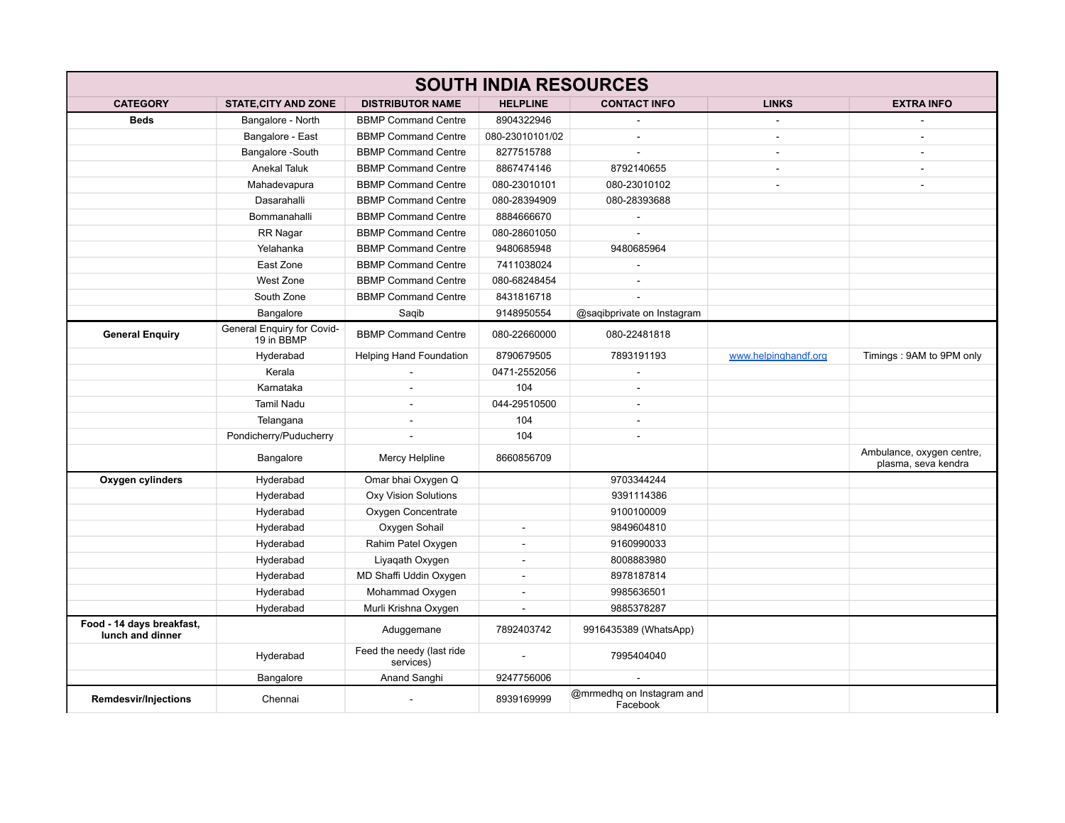# SOUTH INDIA RESOURCES

| CATEGORY | STATE,CITY AND ZONE | DISTRIBUTOR NAME | HELPLINE | CONTACT INFO | LINKS | EXTRA INFO |
|---|---|---|---|---|---|---|
| **Beds** | Bangalore - North | BBMP Command Centre | 8904322946 | - | - | - |
| | Bangalore - East | BBMP Command Centre | 080-23010101/02 | - | - | - |
| | Bangalore -South | BBMP Command Centre | 8277515788 | - | - | - |
| | Anekal Taluk | BBMP Command Centre | 8867474146 | 8792140655 | - | - |
| | Mahadevapura | BBMP Command Centre | 080-23010101 | 080-23010102 | - | - |
| | Dasarahalli | BBMP Command Centre | 080-28394909 | 080-28393688 | | |
| | Bommanahalli | BBMP Command Centre | 8884666670 | - | | |
| | RR Nagar | BBMP Command Centre | 080-28601050 | - | | |
| | Yelahanka | BBMP Command Centre | 9480685948 | 9480685964 | | |
| | East Zone | BBMP Command Centre | 7411038024 | - | | |
| | West Zone | BBMP Command Centre | 080-68248454 | - | | |
| | South Zone | BBMP Command Centre | 8431816718 | - | | |
| | Bangalore | Saqib | 9148950554 | @saqibprivate on Instagram | | |
| **General Enquiry** | General Enquiry for Covid-19 in BBMP | BBMP Command Centre | 080-22660000 | 080-22481818 | | |
| | Hyderabad | Helping Hand Foundation | 8790679505 | 7893191193 | www.helpinghandf.org | Timings : 9AM to 9PM only |
| | Kerala | - | 0471-2552056 | - | | |
| | Karnataka | - | 104 | - | | |
| | Tamil Nadu | - | 044-29510500 | - | | |
| | Telangana | - | 104 | - | | |
| | Pondicherry/Puducherry | - | 104 | - | | |
| | Bangalore | Mercy Helpline | 8660856709 | | | Ambulance, oxygen centre, plasma, seva kendra |
| **Oxygen cylinders** | Hyderabad | Omar bhai Oxygen Q | | 9703344244 | | |
| | Hyderabad | Oxy Vision Solutions | | 9391114386 | | |
| | Hyderabad | Oxygen Concentrate | | 9100100009 | | |
| | Hyderabad | Oxygen Sohail | - | 9849604810 | | |
| | Hyderabad | Rahim Patel Oxygen | - | 9160990033 | | |
| | Hyderabad | Liyaqath Oxygen | - | 8008883980 | | |
| | Hyderabad | MD Shaffi Uddin Oxygen | - | 8978187814 | | |
| | Hyderabad | Mohammad Oxygen | - | 9985636501 | | |
| | Hyderabad | Murli Krishna Oxygen | - | 9885378287 | | |
| **Food - 14 days breakfast, lunch and dinner** | | Aduggemane | 7892403742 | 9916435389 (WhatsApp) | | |
| | Hyderabad | Feed the needy (last ride services) | - | 7995404040 | | |
| | Bangalore | Anand Sanghi | 9247756006 | - | | |
| **Remdesvir/Injections** | Chennai | - | 8939169999 | @mrmedhq on Instagram and Facebook | | |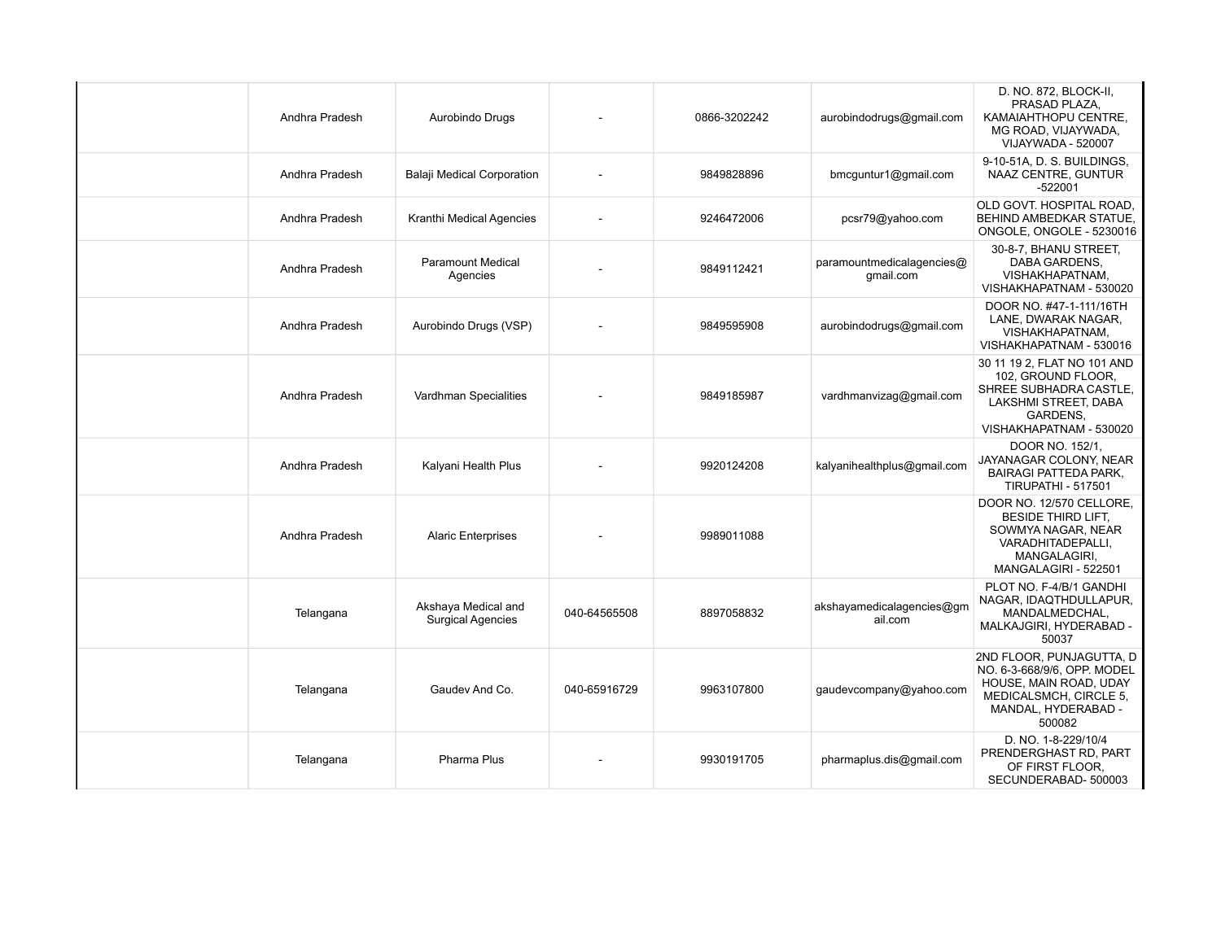|  |  |  |  |  |  |  |
|---|---|---|---|---|---|---|
|  | Andhra Pradesh | Aurobindo Drugs | - | 0866-3202242 | aurobindodrugs@gmail.com | D. NO. 872, BLOCK-II, PRASAD PLAZA, KAMAIAHTHOPU CENTRE, MG ROAD, VIJAYWADA, VIJAYWADA - 520007 |
|  | Andhra Pradesh | Balaji Medical Corporation | - | 9849828896 | bmcguntur1@gmail.com | 9-10-51A, D. S. BUILDINGS, NAAZ CENTRE, GUNTUR -522001 |
|  | Andhra Pradesh | Kranthi Medical Agencies | - | 9246472006 | pcsr79@yahoo.com | OLD GOVT. HOSPITAL ROAD, BEHIND AMBEDKAR STATUE, ONGOLE, ONGOLE - 5230016 |
|  | Andhra Pradesh | Paramount Medical Agencies | - | 9849112421 | paramountmedicalagencies@gmail.com | 30-8-7, BHANU STREET, DABA GARDENS, VISHAKHAPATNAM, VISHAKHAPATNAM - 530020 |
|  | Andhra Pradesh | Aurobindo Drugs (VSP) | - | 9849595908 | aurobindodrugs@gmail.com | DOOR NO. #47-1-111/16TH LANE, DWARAK NAGAR, VISHAKHAPATNAM, VISHAKHAPATNAM - 530016 |
|  | Andhra Pradesh | Vardhman Specialities | - | 9849185987 | vardhmanvizag@gmail.com | 30 11 19 2, FLAT NO 101 AND 102, GROUND FLOOR, SHREE SUBHADRA CASTLE, LAKSHMI STREET, DABA GARDENS, VISHAKHAPATNAM - 530020 |
|  | Andhra Pradesh | Kalyani Health Plus | - | 9920124208 | kalyanihealthplus@gmail.com | DOOR NO. 152/1, JAYANAGAR COLONY, NEAR BAIRAGI PATTEDA PARK, TIRUPATHI - 517501 |
|  | Andhra Pradesh | Alaric Enterprises | - | 9989011088 |  | DOOR NO. 12/570 CELLORE, BESIDE THIRD LIFT, SOWMYA NAGAR, NEAR VARADHITADEPALLI, MANGALAGIRI, MANGALAGIRI - 522501 |
|  | Telangana | Akshaya Medical and Surgical Agencies | 040-64565508 | 8897058832 | akshayamedicalagencies@gmail.com | PLOT NO. F-4/B/1 GANDHI NAGAR, IDAQTHDULLAPUR, MANDALMEDCHAL, MALKAJGIRI, HYDERABAD - 50037 |
|  | Telangana | Gaudev And Co. | 040-65916729 | 9963107800 | gaudevcompany@yahoo.com | 2ND FLOOR, PUNJAGUTTA, D NO. 6-3-668/9/6, OPP. MODEL HOUSE, MAIN ROAD, UDAY MEDICALSMCH, CIRCLE 5, MANDAL, HYDERABAD - 500082 |
|  | Telangana | Pharma Plus | - | 9930191705 | pharmaplus.dis@gmail.com | D. NO. 1-8-229/10/4 PRENDERGHAST RD, PART OF FIRST FLOOR, SECUNDERABAD- 500003 |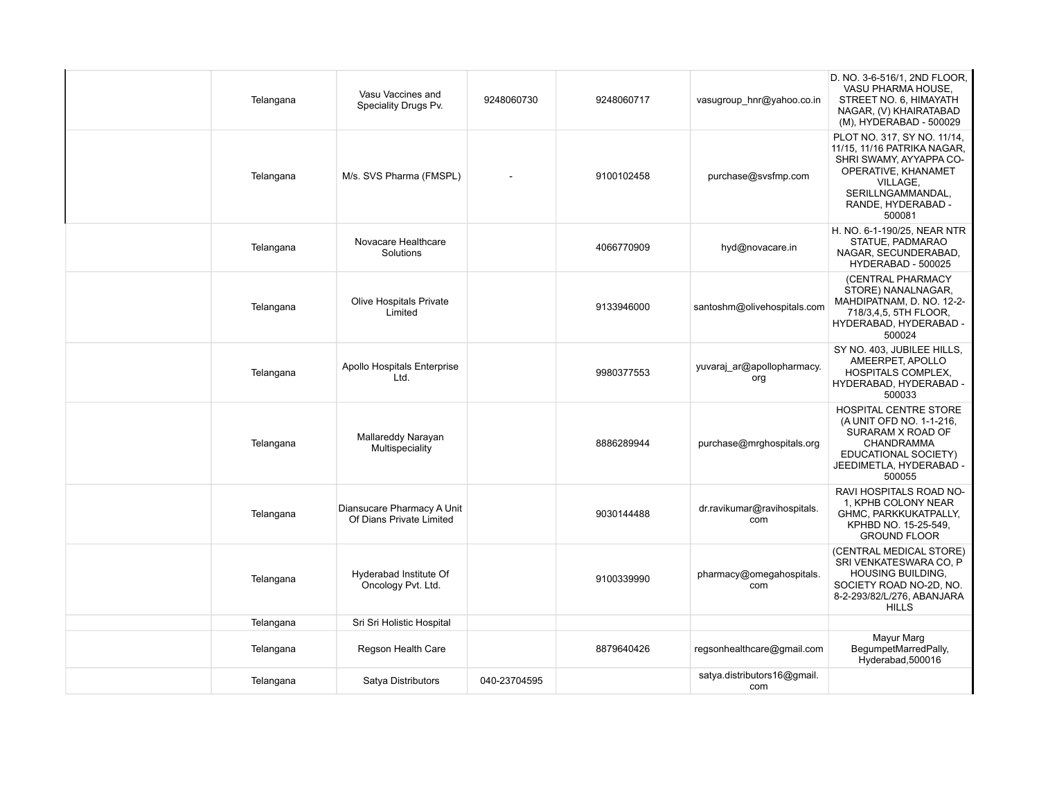| | | | | | | |
|---|---|---|---|---|---|---|
| | Telangana | Vasu Vaccines and Speciality Drugs Pv. | 9248060730 | 9248060717 | vasugroup_hnr@yahoo.co.in | D. NO. 3-6-516/1, 2ND FLOOR, VASU PHARMA HOUSE, STREET NO. 6, HIMAYATH NAGAR, (V) KHAIRATABAD (M), HYDERABAD - 500029 |
| | Telangana | M/s. SVS Pharma (FMSPL) | - | 9100102458 | purchase@svsfmp.com | PLOT NO. 317, SY NO. 11/14, 11/15, 11/16 PATRIKA NAGAR, SHRI SWAMY, AYYAPPA CO-OPERATIVE, KHANAMET VILLAGE, SERILLNGAMMANDAL, RANDE, HYDERABAD - 500081 |
| | Telangana | Novacare Healthcare Solutions | | 4066770909 | hyd@novacare.in | H. NO. 6-1-190/25, NEAR NTR STATUE, PADMARAO NAGAR, SECUNDERABAD, HYDERABAD - 500025 |
| | Telangana | Olive Hospitals Private Limited | | 9133946000 | santoshm@olivehospitals.com | (CENTRAL PHARMACY STORE) NANALNAGAR, MAHDIPATNAM, D. NO. 12-2-718/3,4,5, 5TH FLOOR, HYDERABAD, HYDERABAD - 500024 |
| | Telangana | Apollo Hospitals Enterprise Ltd. | | 9980377553 | yuvaraj_ar@apollopharmacy.org | SY NO. 403, JUBILEE HILLS, AMEERPET, APOLLO HOSPITALS COMPLEX, HYDERABAD, HYDERABAD - 500033 |
| | Telangana | Mallareddy Narayan Multispeciality | | 8886289944 | purchase@mrghospitals.org | HOSPITAL CENTRE STORE (A UNIT OFD NO. 1-1-216, SURARAM X ROAD OF CHANDRAMMA EDUCATIONAL SOCIETY) JEEDIMETLA, HYDERABAD - 500055 |
| | Telangana | Diansucare Pharmacy A Unit Of Dians Private Limited | | 9030144488 | dr.ravikumar@ravihospitals.com | RAVI HOSPITALS ROAD NO-1, KPHB COLONY NEAR GHMC, PARKKUKATPALLY, KPHBD NO. 15-25-549, GROUND FLOOR |
| | Telangana | Hyderabad Institute Of Oncology Pvt. Ltd. | | 9100339990 | pharmacy@omegahospitals.com | (CENTRAL MEDICAL STORE) SRI VENKATESWARA CO, P HOUSING BUILDING, SOCIETY ROAD NO-2D, NO. 8-2-293/82/L/276, ABANJARA HILLS |
| | Telangana | Sri Sri Holistic Hospital | | | | |
| | Telangana | Regson Health Care | | 8879640426 | regsonhealthcare@gmail.com | Mayur Marg BegumpetMarredPally, Hyderabad,500016 |
| | Telangana | Satya Distributors | 040-23704595 | | satya.distributors16@gmail.com | |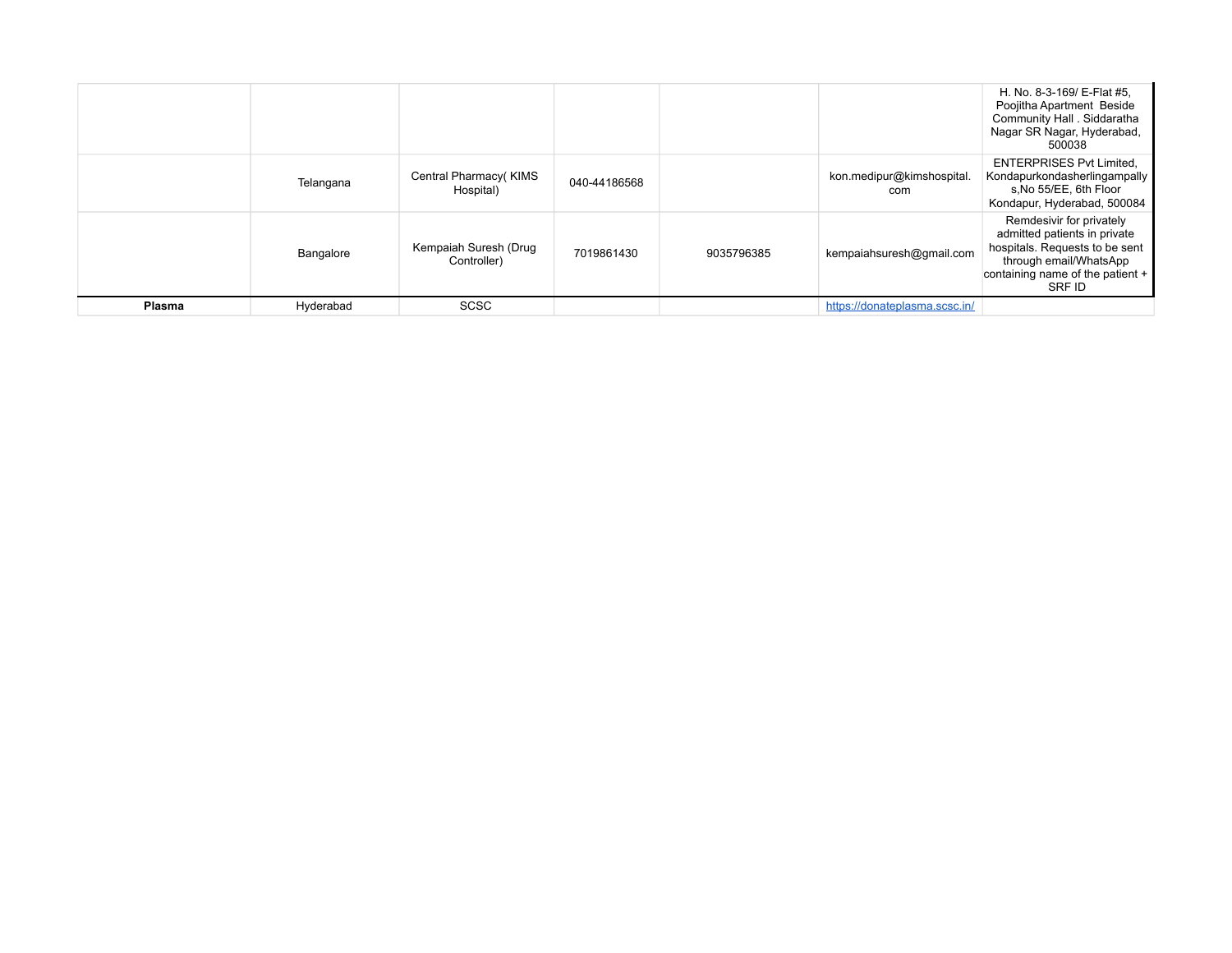| | | | | | | |
|---|---|---|---|---|---|---|
| | | | | | | H. No. 8-3-169/ E-Flat #5, Poojitha Apartment Beside Community Hall . Siddaratha Nagar SR Nagar, Hyderabad, 500038 |
| | Telangana | Central Pharmacy( KIMS Hospital) | 040-44186568 | | kon.medipur@kimshospital.com | ENTERPRISES Pvt Limited, Kondapurkondasherlingampallys,No 55/EE, 6th Floor Kondapur, Hyderabad, 500084 |
| | Bangalore | Kempaiah Suresh (Drug Controller) | 7019861430 | 9035796385 | kempaiahsuresh@gmail.com | Remdesivir for privately admitted patients in private hospitals. Requests to be sent through email/WhatsApp containing name of the patient + SRF ID |
| **Plasma** | Hyderabad | SCSC | | | https://donateplasma.scsc.in/ | |